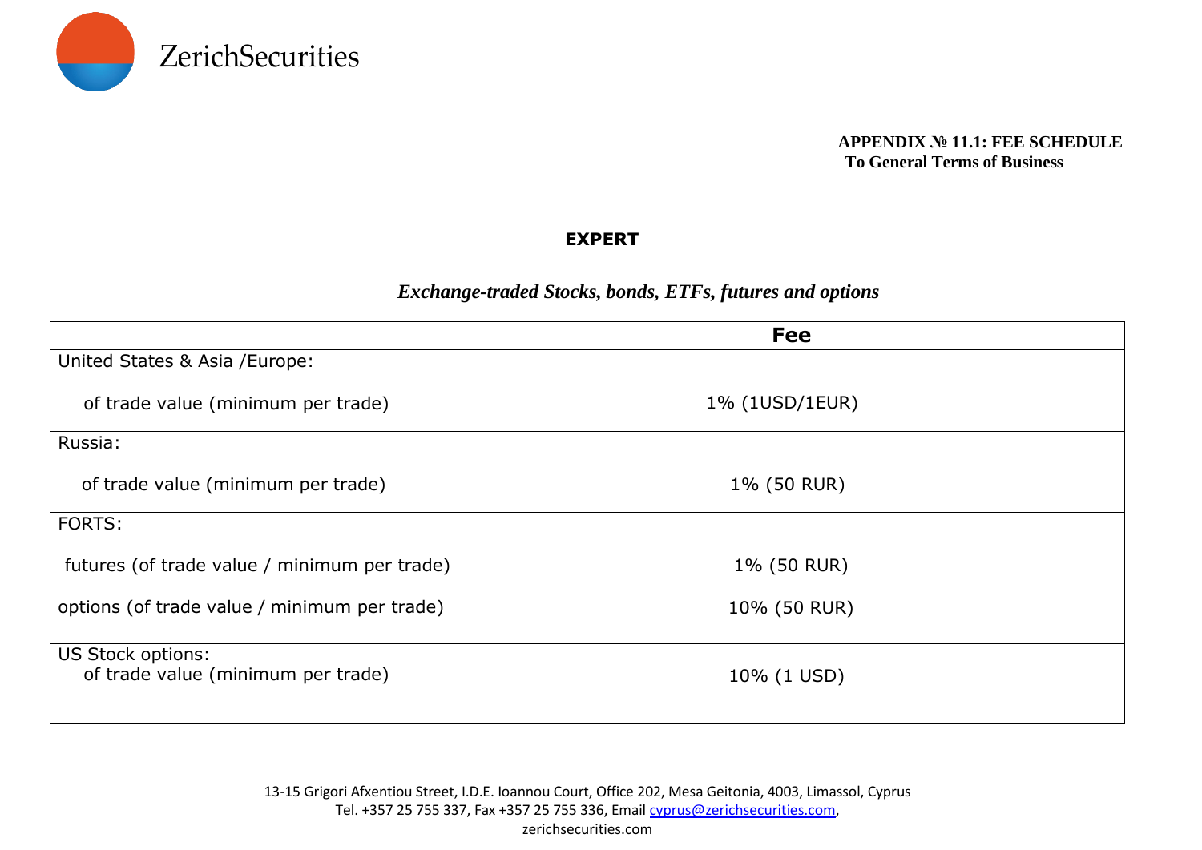ZerichSecurities

**APPENDIX № 11.1: FEE SCHEDULE**
**To General Terms of Business**

## EXPERT

### *Exchange-traded Stocks, bonds, ETFs, futures and options*

| | **Fee** |
|---|---|
| United States & Asia /Europe:<br><br>of trade value (minimum per trade) | 1% (1USD/1EUR) |
| Russia:<br><br>of trade value (minimum per trade) | 1% (50 RUR) |
| FORTS:<br><br>futures (of trade value / minimum per trade)<br><br>options (of trade value / minimum per trade) | 1% (50 RUR)<br><br>10% (50 RUR) |
| US Stock options:<br>of trade value (minimum per trade) | 10% (1 USD) |

13-15 Grigori Afxentiou Street, I.D.E. Ioannou Court, Office 202, Mesa Geitonia, 4003, Limassol, Cyprus
Tel. +357 25 755 337, Fax +357 25 755 336, Email cyprus@zerichsecurities.com,
zerichsecurities.com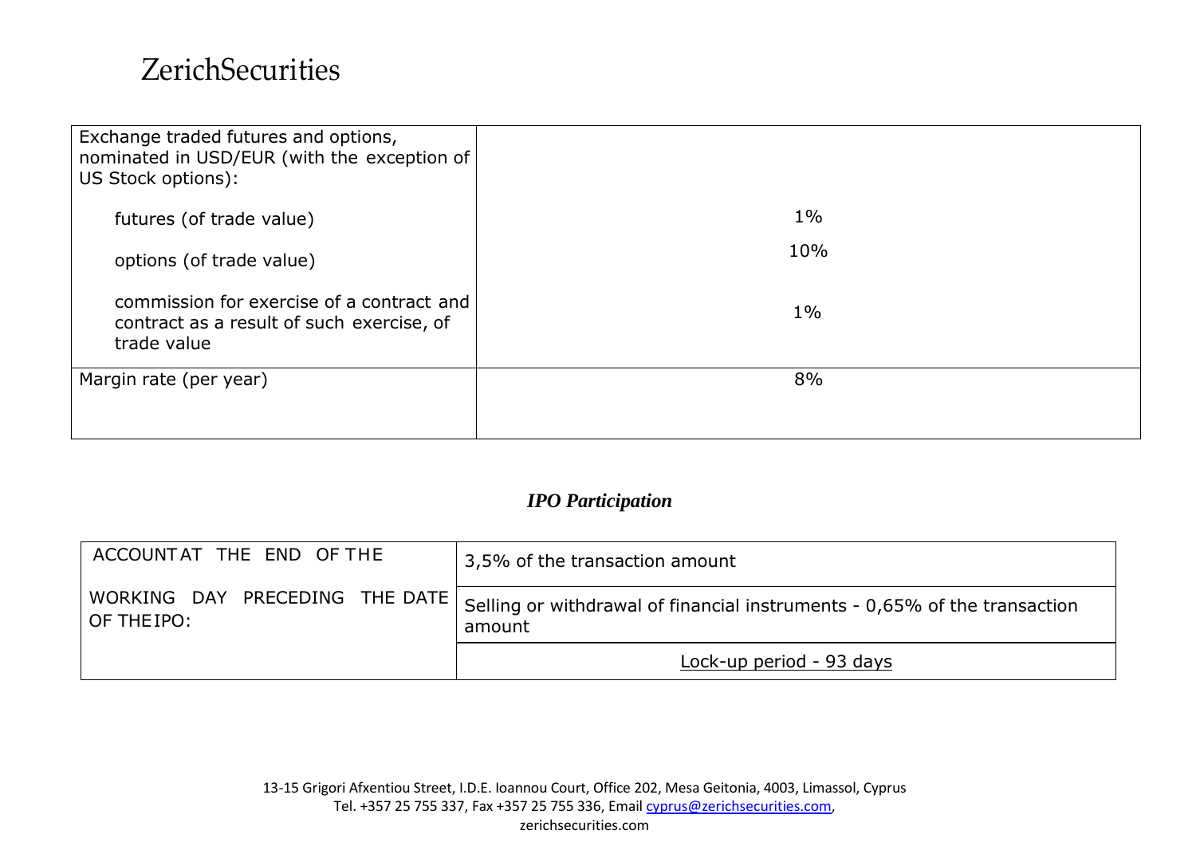| Exchange traded futures and options, nominated in USD/EUR (with the exception of US Stock options): | |
|---|---|
| futures (of trade value) | 1% |
| options (of trade value) | 10% |
| commission for exercise of a contract and contract as a result of such exercise, of trade value | 1% |
| Margin rate (per year) | 8% |

### *IPO Participation*

| ACCOUNT AT THE END OF THE WORKING DAY PRECEDING THE DATE OF THE IPO: | 3,5% of the transaction amount |
|---|---|
| | Selling or withdrawal of financial instruments - 0,65% of the transaction amount |
| | Lock-up period - 93 days |

13-15 Grigori Afxentiou Street, I.D.E. Ioannou Court, Office 202, Mesa Geitonia, 4003, Limassol, Cyprus
Tel. +357 25 755 337, Fax +357 25 755 336, Email cyprus@zerichsecurities.com,
zerichsecurities.com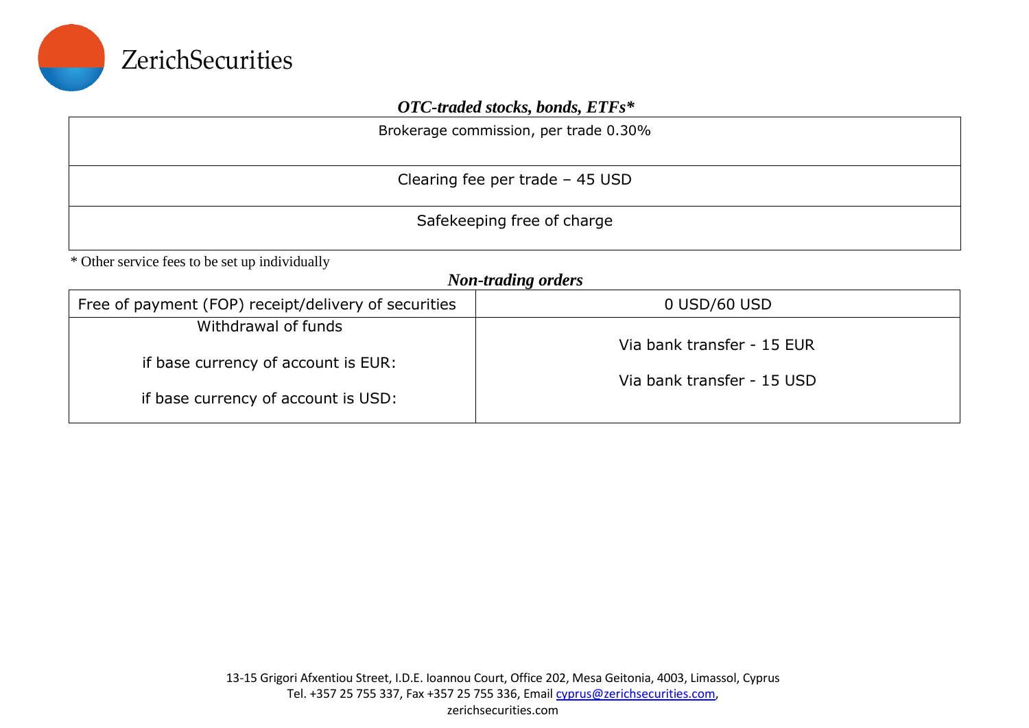### *OTC-traded stocks, bonds, ETFs**

| |
|---|
| Brokerage commission, per trade 0.30% |
| Clearing fee per trade – 45 USD |
| Safekeeping free of charge |

\* Other service fees to be set up individually

### *Non-trading orders*

| | |
|---|---|
| Free of payment (FOP) receipt/delivery of securities | 0 USD/60 USD |
| Withdrawal of funds<br><br>if base currency of account is EUR:<br><br>if base currency of account is USD: | Via bank transfer - 15 EUR<br><br>Via bank transfer - 15 USD |